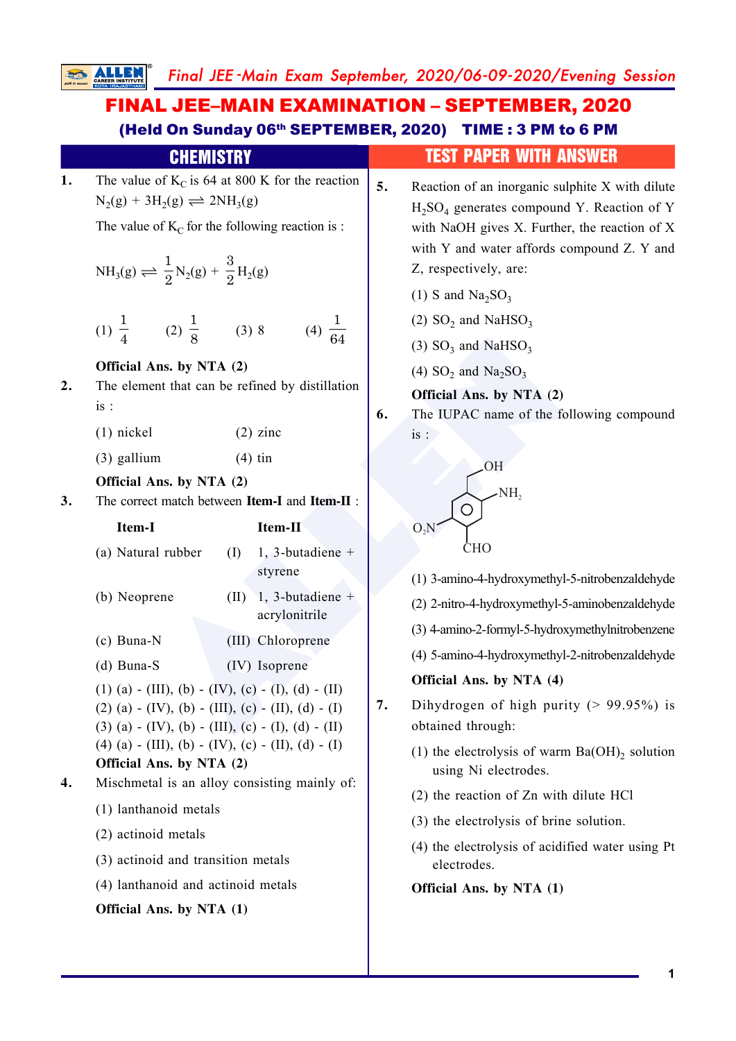# FINAL JEE–MAIN EXAMINATION – SEPTEMBER, 2020

**(Held On Sunday 06th SEPTEMBER, 2020) TIME : 3 PM to 6 PM**

## CHEMISTRY — TEST PAPER WITH ANSWER

**1.** The value of $K_C$ is 64 at 800 K for the reaction

$N_2(g) + 3H_2(g) \rightleftharpoons 2NH_3(g)$

The value of $K_C$ for the following reaction is :

$$NH_3(g) \rightleftharpoons \frac{1}{2}N_2(g) + \frac{3}{2}H_2(g)$$

(1) $\frac{1}{4}$ (2) $\frac{1}{8}$ (3) 8 (4) $\frac{1}{64}$

**Official Ans. by NTA (2)**

**2.** The element that can be refined by distillation is :

(1) nickel (2) zinc

(3) gallium (4) tin

**Official Ans. by NTA (2)**

**3.** The correct match between **Item-I** and **Item-II** :

| Item-I | Item-II |
|---|---|
| (a) Natural rubber | (I) 1, 3-butadiene + styrene |
| (b) Neoprene | (II) 1, 3-butadiene + acrylonitrile |
| (c) Buna-N | (III) Chloroprene |
| (d) Buna-S | (IV) Isoprene |

(1) (a) - (III), (b) - (IV), (c) - (I), (d) - (II)

(2) (a) - (IV), (b) - (III), (c) - (II), (d) - (I)

(3) (a) - (IV), (b) - (III), (c) - (I), (d) - (II)

(4) (a) - (III), (b) - (IV), (c) - (II), (d) - (I)

**Official Ans. by NTA (2)**

**4.** Mischmetal is an alloy consisting mainly of:

(1) lanthanoid metals

(2) actinoid metals

(3) actinoid and transition metals

(4) lanthanoid and actinoid metals

**Official Ans. by NTA (1)**

**5.** Reaction of an inorganic sulphite X with dilute $H_2SO_4$ generates compound Y. Reaction of Y with NaOH gives X. Further, the reaction of X with Y and water affords compound Z. Y and Z, respectively, are:

(1) S and $Na_2SO_3$

(2) $SO_2$ and $NaHSO_3$

(3) $SO_3$ and $NaHSO_3$

(4) $SO_2$ and $Na_2SO_3$

**Official Ans. by NTA (2)**

**6.** The IUPAC name of the following compound is :

(Structure: benzene ring bearing $CH_2OH$, $NH_2$, CHO and $O_2N$ substituents)

(1) 3-amino-4-hydroxymethyl-5-nitrobenzaldehyde

(2) 2-nitro-4-hydroxymethyl-5-aminobenzaldehyde

(3) 4-amino-2-formyl-5-hydroxymethylnitrobenzene

(4) 5-amino-4-hydroxymethyl-2-nitrobenzaldehyde

**Official Ans. by NTA (4)**

**7.** Dihydrogen of high purity (> 99.95%) is obtained through:

(1) the electrolysis of warm $Ba(OH)_2$ solution using Ni electrodes.

(2) the reaction of Zn with dilute HCl

(3) the electrolysis of brine solution.

(4) the electrolysis of acidified water using Pt electrodes.

**Official Ans. by NTA (1)**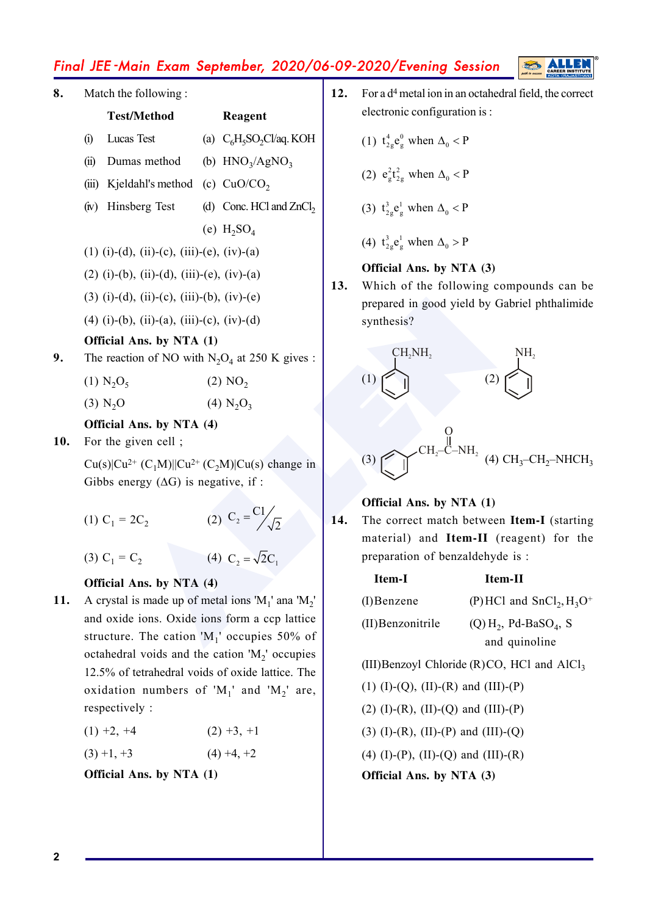**8.** Match the following :

| | Test/Method | | Reagent |
|---|---|---|---|
| (i) | Lucas Test | (a) | $C_6H_5SO_2Cl$/aq. KOH |
| (ii) | Dumas method | (b) | $HNO_3/AgNO_3$ |
| (iii) | Kjeldahl's method | (c) | $CuO/CO_2$ |
| (iv) | Hinsberg Test | (d) | Conc. HCl and $ZnCl_2$ |
| | | (e) | $H_2SO_4$ |

(1) (i)-(d), (ii)-(c), (iii)-(e), (iv)-(a)

(2) (i)-(b), (ii)-(d), (iii)-(e), (iv)-(a)

(3) (i)-(d), (ii)-(c), (iii)-(b), (iv)-(e)

(4) (i)-(b), (ii)-(a), (iii)-(c), (iv)-(d)

**Official Ans. by NTA (1)**

**9.** The reaction of NO with $N_2O_4$ at 250 K gives :

(1) $N_2O_5$ (2) $NO_2$

(3) $N_2O$ (4) $N_2O_3$

**Official Ans. by NTA (4)**

**10.** For the given cell ;

$Cu(s)|Cu^{2+}(C_1M)||Cu^{2+}(C_2M)|Cu(s)$ change in Gibbs energy ($\Delta G$) is negative, if :

(1) $C_1 = 2C_2$ (2) $C_2 = \frac{C_1}{\sqrt{2}}$

(3) $C_1 = C_2$ (4) $C_2 = \sqrt{2}C_1$

**Official Ans. by NTA (4)**

**11.** A crystal is made up of metal ions '$M_1$' ana '$M_2$' and oxide ions. Oxide ions form a ccp lattice structure. The cation '$M_1$' occupies 50% of octahedral voids and the cation '$M_2$' occupies 12.5% of tetrahedral voids of oxide lattice. The oxidation numbers of '$M_1$' and '$M_2$' are, respectively :

(1) +2, +4 (2) +3, +1

(3) +1, +3 (4) +4, +2

**Official Ans. by NTA (1)**

**12.** For a $d^4$ metal ion in an octahedral field, the correct electronic configuration is :

(1) $t_{2g}^4 e_g^0$ when $\Delta_0 < P$

(2) $e_g^2 t_{2g}^2$ when $\Delta_0 < P$

(3) $t_{2g}^3 e_g^1$ when $\Delta_0 < P$

(4) $t_{2g}^3 e_g^1$ when $\Delta_0 > P$

**Official Ans. by NTA (3)**

**13.** Which of the following compounds can be prepared in good yield by Gabriel phthalimide synthesis?

(1) $C_6H_5CH_2NH_2$ (benzylamine) (2) $C_6H_5NH_2$ (aniline)

(3) $C_6H_5CH_2\text{–}C(=O)\text{–}NH_2$ (4) $CH_3\text{–}CH_2\text{–}NHCH_3$

**Official Ans. by NTA (1)**

**14.** The correct match between **Item-I** (starting material) and **Item-II** (reagent) for the preparation of benzaldehyde is :

| Item-I | Item-II |
|---|---|
| (I) Benzene | (P) HCl and $SnCl_2$, $H_3O^+$ |
| (II) Benzonitrile | (Q) $H_2$, Pd-$BaSO_4$, S and quinoline |
| (III) Benzoyl Chloride | (R) CO, HCl and $AlCl_3$ |

(1) (I)-(Q), (II)-(R) and (III)-(P)

(2) (I)-(R), (II)-(Q) and (III)-(P)

(3) (I)-(R), (II)-(P) and (III)-(Q)

(4) (I)-(P), (II)-(Q) and (III)-(R)

**Official Ans. by NTA (3)**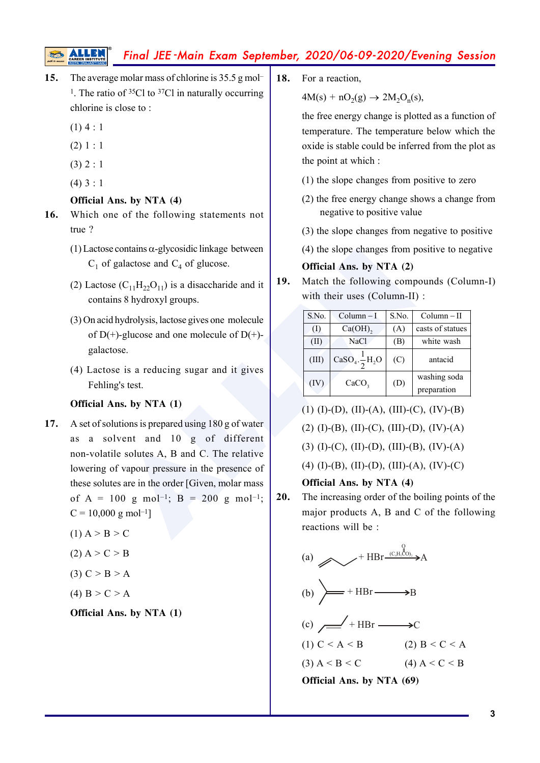**15.** The average molar mass of chlorine is 35.5 g mol$^{-1}$. The ratio of $^{35}Cl$ to $^{37}Cl$ in naturally occurring chlorine is close to :

(1) 4 : 1

(2) 1 : 1

(3) 2 : 1

(4) 3 : 1

**Official Ans. by NTA (4)**

**16.** Which one of the following statements not true ?

(1) Lactose contains $\alpha$-glycosidic linkage between $C_1$ of galactose and $C_4$ of glucose.

(2) Lactose ($C_{11}H_{22}O_{11}$) is a disaccharide and it contains 8 hydroxyl groups.

(3) On acid hydrolysis, lactose gives one molecule of D(+)-glucose and one molecule of D(+)-galactose.

(4) Lactose is a reducing sugar and it gives Fehling's test.

**Official Ans. by NTA (1)**

**17.** A set of solutions is prepared using 180 g of water as a solvent and 10 g of different non-volatile solutes A, B and C. The relative lowering of vapour pressure in the presence of these solutes are in the order [Given, molar mass of A = 100 g mol$^{-1}$; B = 200 g mol$^{-1}$; C = 10,000 g mol$^{-1}$]

(1) A > B > C

(2) A > C > B

(3) C > B > A

(4) B > C > A

**Official Ans. by NTA (1)**

**18.** For a reaction,

$$4M(s) + nO_2(g) \rightarrow 2M_2O_n(s),$$

the free energy change is plotted as a function of temperature. The temperature below which the oxide is stable could be inferred from the plot as the point at which :

(1) the slope changes from positive to zero

(2) the free energy change shows a change from negative to positive value

(3) the slope changes from negative to positive

(4) the slope changes from positive to negative

**Official Ans. by NTA (2)**

**19.** Match the following compounds (Column-I) with their uses (Column-II) :

| S.No. | Column – I | S.No. | Column – II |
|---|---|---|---|
| (I) | $Ca(OH)_2$ | (A) | casts of statues |
| (II) | NaCl | (B) | white wash |
| (III) | $CaSO_4.\frac{1}{2}H_2O$ | (C) | antacid |
| (IV) | $CaCO_3$ | (D) | washing soda preparation |

(1) (I)-(D), (II)-(A), (III)-(C), (IV)-(B)

(2) (I)-(B), (II)-(C), (III)-(D), (IV)-(A)

(3) (I)-(C), (II)-(D), (III)-(B), (IV)-(A)

(4) (I)-(B), (II)-(D), (III)-(A), (IV)-(C)

**Official Ans. by NTA (4)**

**20.** The increasing order of the boiling points of the major products A, B and C of the following reactions will be :

(a) [alkene] + HBr $\xrightarrow{(C_6H_5CO)_2O_2}$ A

(b) [alkene] + HBr $\longrightarrow$ B

(c) [alkene] + HBr $\longrightarrow$ C

(1) C < A < B

(2) B < C < A

(3) A < B < C

(4) A < C < B

**Official Ans. by NTA (69)**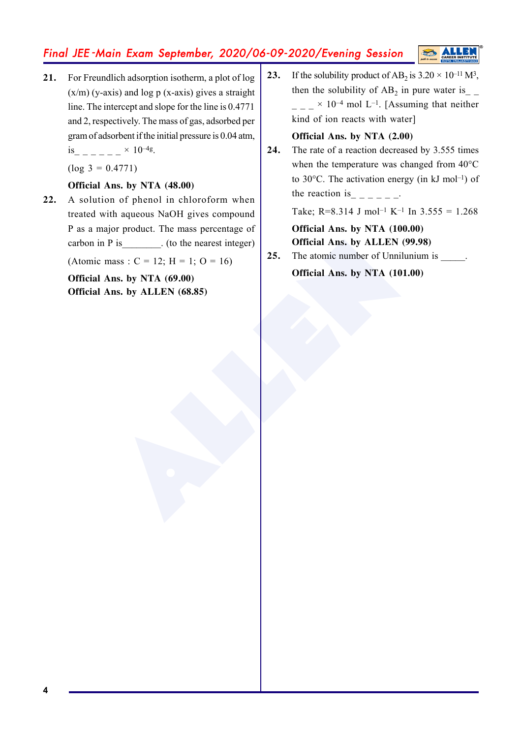**21.** For Freundlich adsorption isotherm, a plot of log (x/m) (y-axis) and log p (x-axis) gives a straight line. The intercept and slope for the line is 0.4771 and 2, respectively. The mass of gas, adsorbed per gram of adsorbent if the initial pressure is 0.04 atm, is_ _ _ _ _ _ $\times 10^{-4}$g.

(log 3 = 0.4771)

**Official Ans. by NTA (48.00)**

**22.** A solution of phenol in chloroform when treated with aqueous NaOH gives compound P as a major product. The mass percentage of carbon in P is________. (to the nearest integer)

(Atomic mass : C = 12; H = 1; O = 16)

**Official Ans. by NTA (69.00)**
**Official Ans. by ALLEN (68.85)**

**23.** If the solubility product of $AB_2$ is $3.20 \times 10^{-11}$ $M^3$, then the solubility of $AB_2$ in pure water is_ _ _ _ _ $\times 10^{-4}$ mol $L^{-1}$. [Assuming that neither kind of ion reacts with water]

**Official Ans. by NTA (2.00)**

**24.** The rate of a reaction decreased by 3.555 times when the temperature was changed from 40°C to 30°C. The activation energy (in kJ $mol^{-1}$) of the reaction is_ _ _ _ _ _.

Take; R=8.314 J $mol^{-1}$ $K^{-1}$ In 3.555 = 1.268

**Official Ans. by NTA (100.00)**
**Official Ans. by ALLEN (99.98)**

**25.** The atomic number of Unnilunium is _____.

**Official Ans. by NTA (101.00)**